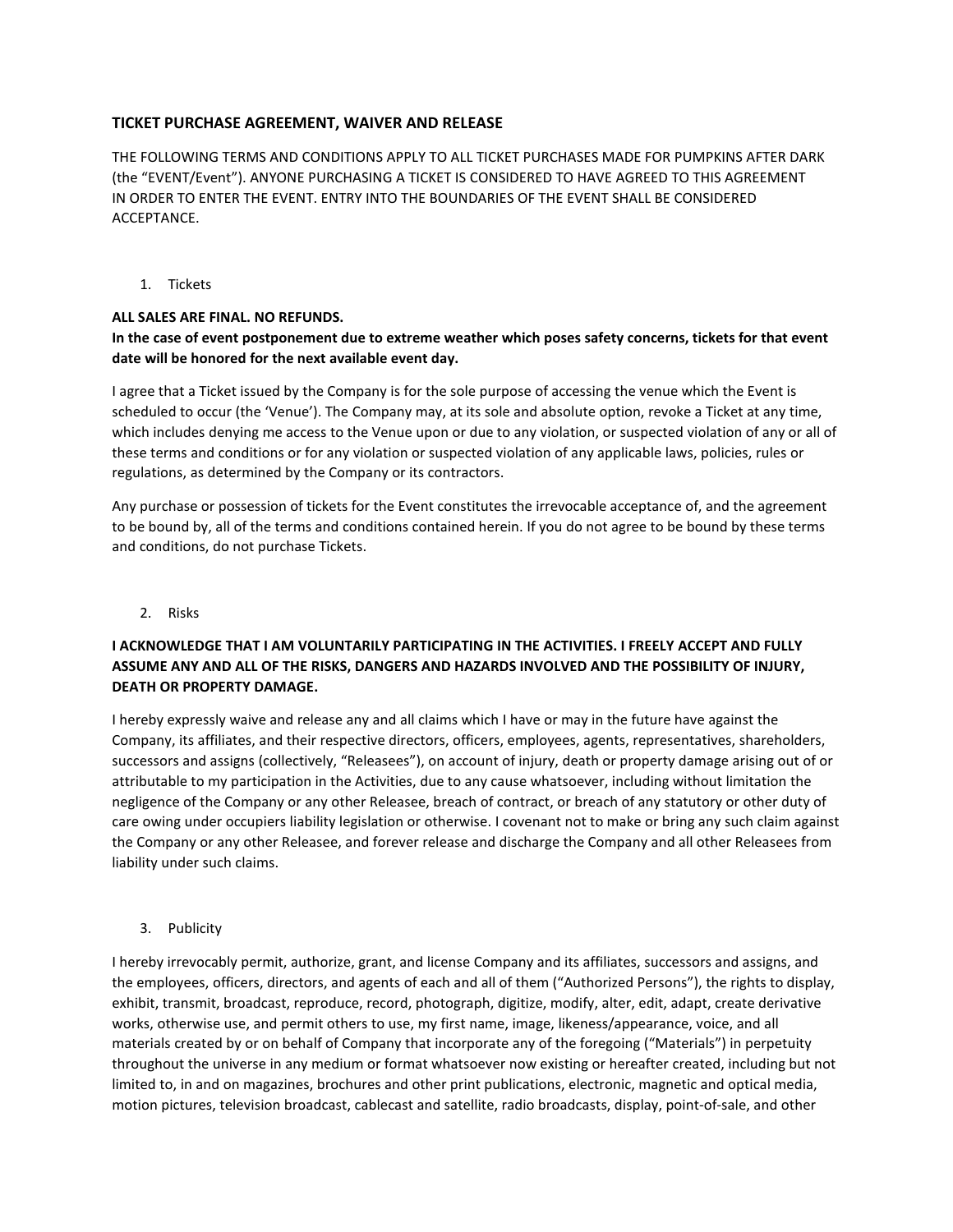## TICKET PURCHASE AGREEMENT, WAIVER AND RELEASE

THE FOLLOWING TERMS AND CONDITIONS APPLY TO ALL TICKET PURCHASES MADE FOR PUMPKINS AFTER DARK (the "EVENT/Event"). ANYONE PURCHASING A TICKET IS CONSIDERED TO HAVE AGREED TO THIS AGREEMENT IN ORDER TO ENTER THE EVENT. ENTRY INTO THE BOUNDARIES OF THE EVENT SHALL BE CONSIDERED ACCEPTANCE.

1. Tickets

**ALL SALES ARE FINAL. NO REFUNDS.**
**In the case of event postponement due to extreme weather which poses safety concerns, tickets for that event date will be honored for the next available event day.**

I agree that a Ticket issued by the Company is for the sole purpose of accessing the venue which the Event is scheduled to occur (the 'Venue'). The Company may, at its sole and absolute option, revoke a Ticket at any time, which includes denying me access to the Venue upon or due to any violation, or suspected violation of any or all of these terms and conditions or for any violation or suspected violation of any applicable laws, policies, rules or regulations, as determined by the Company or its contractors.

Any purchase or possession of tickets for the Event constitutes the irrevocable acceptance of, and the agreement to be bound by, all of the terms and conditions contained herein. If you do not agree to be bound by these terms and conditions, do not purchase Tickets.

2. Risks

**I ACKNOWLEDGE THAT I AM VOLUNTARILY PARTICIPATING IN THE ACTIVITIES. I FREELY ACCEPT AND FULLY ASSUME ANY AND ALL OF THE RISKS, DANGERS AND HAZARDS INVOLVED AND THE POSSIBILITY OF INJURY, DEATH OR PROPERTY DAMAGE.**

I hereby expressly waive and release any and all claims which I have or may in the future have against the Company, its affiliates, and their respective directors, officers, employees, agents, representatives, shareholders, successors and assigns (collectively, "Releasees"), on account of injury, death or property damage arising out of or attributable to my participation in the Activities, due to any cause whatsoever, including without limitation the negligence of the Company or any other Releasee, breach of contract, or breach of any statutory or other duty of care owing under occupiers liability legislation or otherwise. I covenant not to make or bring any such claim against the Company or any other Releasee, and forever release and discharge the Company and all other Releasees from liability under such claims.

3. Publicity

I hereby irrevocably permit, authorize, grant, and license Company and its affiliates, successors and assigns, and the employees, officers, directors, and agents of each and all of them ("Authorized Persons"), the rights to display, exhibit, transmit, broadcast, reproduce, record, photograph, digitize, modify, alter, edit, adapt, create derivative works, otherwise use, and permit others to use, my first name, image, likeness/appearance, voice, and all materials created by or on behalf of Company that incorporate any of the foregoing ("Materials") in perpetuity throughout the universe in any medium or format whatsoever now existing or hereafter created, including but not limited to, in and on magazines, brochures and other print publications, electronic, magnetic and optical media, motion pictures, television broadcast, cablecast and satellite, radio broadcasts, display, point-of-sale, and other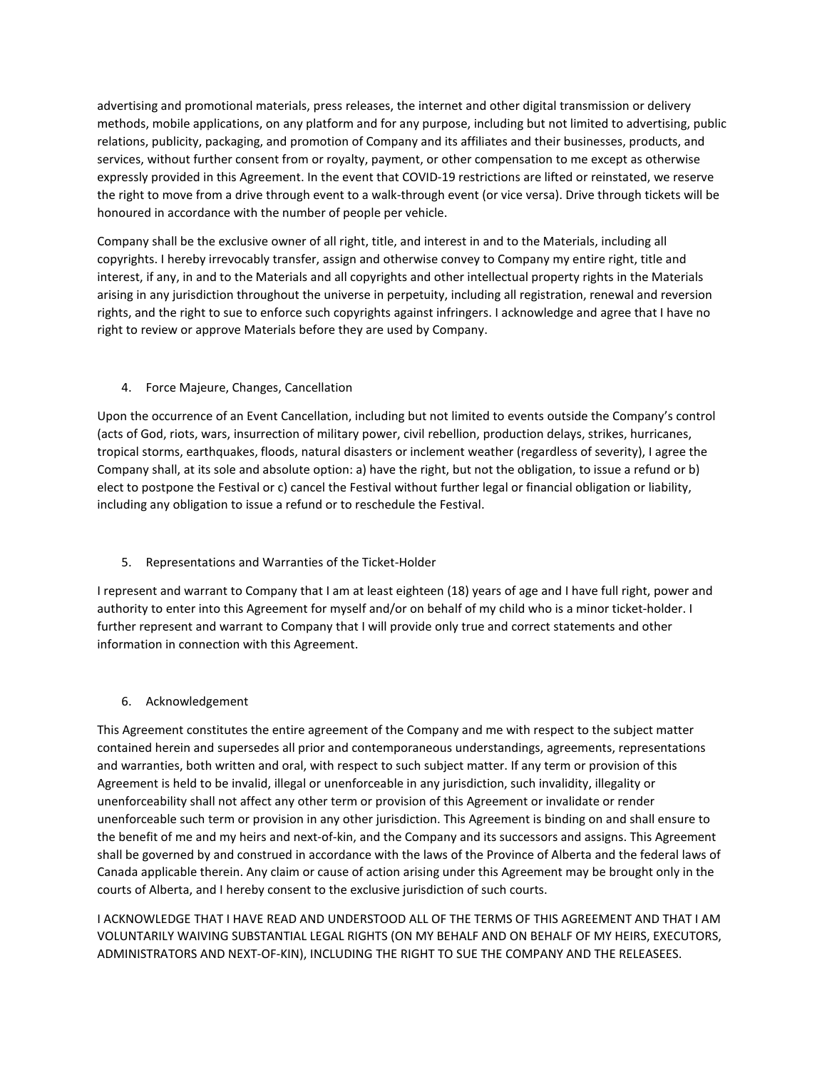advertising and promotional materials, press releases, the internet and other digital transmission or delivery methods, mobile applications, on any platform and for any purpose, including but not limited to advertising, public relations, publicity, packaging, and promotion of Company and its affiliates and their businesses, products, and services, without further consent from or royalty, payment, or other compensation to me except as otherwise expressly provided in this Agreement. In the event that COVID-19 restrictions are lifted or reinstated, we reserve the right to move from a drive through event to a walk-through event (or vice versa). Drive through tickets will be honoured in accordance with the number of people per vehicle.

Company shall be the exclusive owner of all right, title, and interest in and to the Materials, including all copyrights. I hereby irrevocably transfer, assign and otherwise convey to Company my entire right, title and interest, if any, in and to the Materials and all copyrights and other intellectual property rights in the Materials arising in any jurisdiction throughout the universe in perpetuity, including all registration, renewal and reversion rights, and the right to sue to enforce such copyrights against infringers. I acknowledge and agree that I have no right to review or approve Materials before they are used by Company.

4. Force Majeure, Changes, Cancellation

Upon the occurrence of an Event Cancellation, including but not limited to events outside the Company's control (acts of God, riots, wars, insurrection of military power, civil rebellion, production delays, strikes, hurricanes, tropical storms, earthquakes, floods, natural disasters or inclement weather (regardless of severity), I agree the Company shall, at its sole and absolute option: a) have the right, but not the obligation, to issue a refund or b) elect to postpone the Festival or c) cancel the Festival without further legal or financial obligation or liability, including any obligation to issue a refund or to reschedule the Festival.

5. Representations and Warranties of the Ticket-Holder

I represent and warrant to Company that I am at least eighteen (18) years of age and I have full right, power and authority to enter into this Agreement for myself and/or on behalf of my child who is a minor ticket-holder. I further represent and warrant to Company that I will provide only true and correct statements and other information in connection with this Agreement.

6. Acknowledgement

This Agreement constitutes the entire agreement of the Company and me with respect to the subject matter contained herein and supersedes all prior and contemporaneous understandings, agreements, representations and warranties, both written and oral, with respect to such subject matter. If any term or provision of this Agreement is held to be invalid, illegal or unenforceable in any jurisdiction, such invalidity, illegality or unenforceability shall not affect any other term or provision of this Agreement or invalidate or render unenforceable such term or provision in any other jurisdiction. This Agreement is binding on and shall ensure to the benefit of me and my heirs and next-of-kin, and the Company and its successors and assigns. This Agreement shall be governed by and construed in accordance with the laws of the Province of Alberta and the federal laws of Canada applicable therein. Any claim or cause of action arising under this Agreement may be brought only in the courts of Alberta, and I hereby consent to the exclusive jurisdiction of such courts.

I ACKNOWLEDGE THAT I HAVE READ AND UNDERSTOOD ALL OF THE TERMS OF THIS AGREEMENT AND THAT I AM VOLUNTARILY WAIVING SUBSTANTIAL LEGAL RIGHTS (ON MY BEHALF AND ON BEHALF OF MY HEIRS, EXECUTORS, ADMINISTRATORS AND NEXT-OF-KIN), INCLUDING THE RIGHT TO SUE THE COMPANY AND THE RELEASEES.